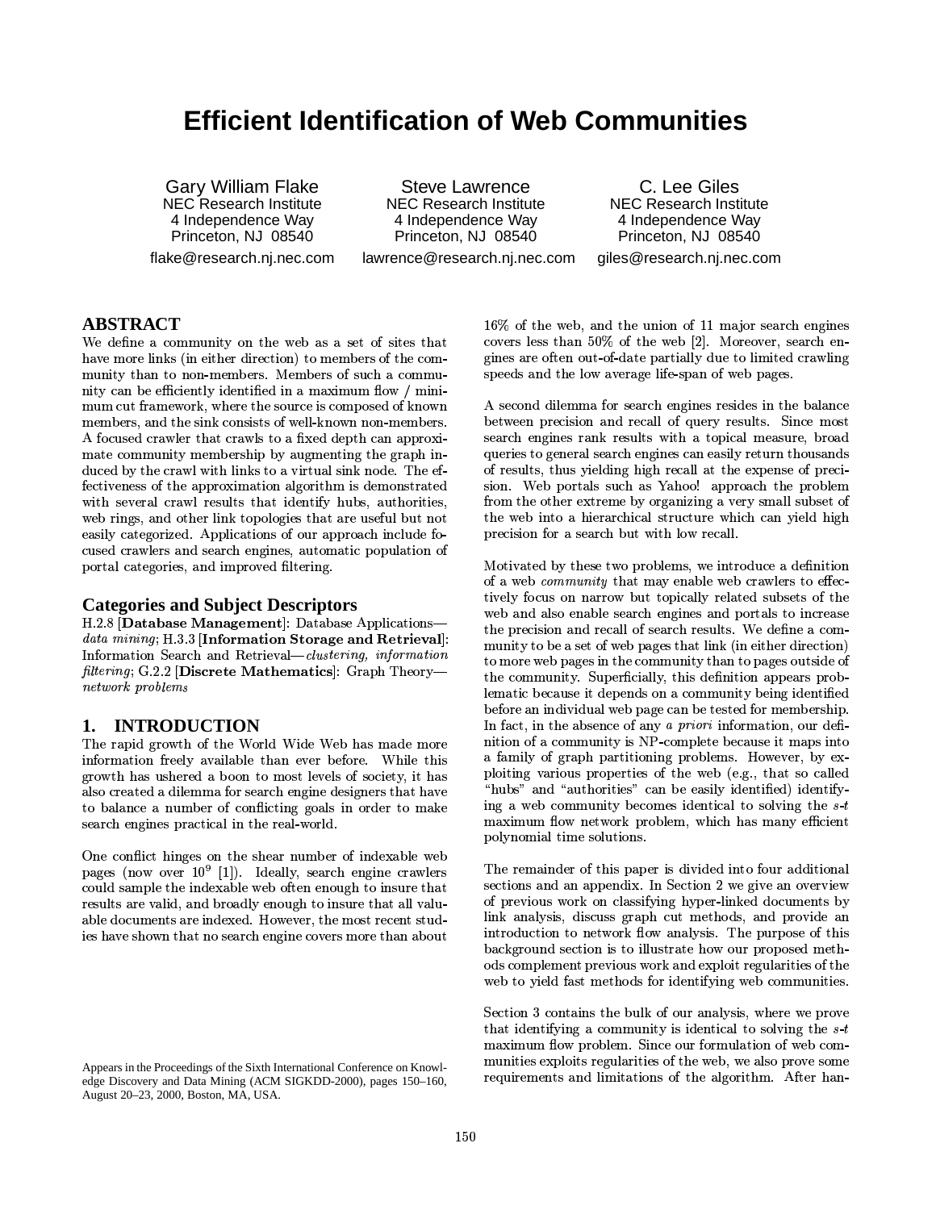# Efficient Identification of Web Communities

Gary William Flake
NEC Research Institute
4 Independence Way
Princeton, NJ 08540
flake@research.nj.nec.com

Steve Lawrence
NEC Research Institute
4 Independence Way
Princeton, NJ 08540
lawrence@research.nj.nec.com

C. Lee Giles
NEC Research Institute
4 Independence Way
Princeton, NJ 08540
giles@research.nj.nec.com

## ABSTRACT

We define a community on the web as a set of sites that have more links (in either direction) to members of the community than to non-members. Members of such a community can be efficiently identified in a maximum flow / minimum cut framework, where the source is composed of known members, and the sink consists of well-known non-members. A focused crawler that crawls to a fixed depth can approximate community membership by augmenting the graph induced by the crawl with links to a virtual sink node. The effectiveness of the approximation algorithm is demonstrated with several crawl results that identify hubs, authorities, web rings, and other link topologies that are useful but not easily categorized. Applications of our approach include focused crawlers and search engines, automatic population of portal categories, and improved filtering.

## Categories and Subject Descriptors

H.2.8 [**Database Management**]: Database Applications—*data mining*; H.3.3 [**Information Storage and Retrieval**]: Information Search and Retrieval—*clustering, information filtering*; G.2.2 [**Discrete Mathematics**]: Graph Theory—*network problems*

## 1. INTRODUCTION

The rapid growth of the World Wide Web has made more information freely available than ever before. While this growth has ushered a boon to most levels of society, it has also created a dilemma for search engine designers that have to balance a number of conflicting goals in order to make search engines practical in the real-world.

One conflict hinges on the shear number of indexable web pages (now over $10^9$ [1]). Ideally, search engine crawlers could sample the indexable web often enough to insure that results are valid, and broadly enough to insure that all valuable documents are indexed. However, the most recent studies have shown that no search engine covers more than about 16% of the web, and the union of 11 major search engines covers less than 50% of the web [2]. Moreover, search engines are often out-of-date partially due to limited crawling speeds and the low average life-span of web pages.

A second dilemma for search engines resides in the balance between precision and recall of query results. Since most search engines rank results with a topical measure, broad queries to general search engines can easily return thousands of results, thus yielding high recall at the expense of precision. Web portals such as Yahoo! approach the problem from the other extreme by organizing a very small subset of the web into a hierarchical structure which can yield high precision for a search but with low recall.

Motivated by these two problems, we introduce a definition of a web *community* that may enable web crawlers to effectively focus on narrow but topically related subsets of the web and also enable search engines and portals to increase the precision and recall of search results. We define a community to be a set of web pages that link (in either direction) to more web pages in the community than to pages outside of the community. Superficially, this definition appears problematic because it depends on a community being identified before an individual web page can be tested for membership. In fact, in the absence of any *a priori* information, our definition of a community is NP-complete because it maps into a family of graph partitioning problems. However, by exploiting various properties of the web (e.g., that so called "hubs" and "authorities" can be easily identified) identifying a web community becomes identical to solving the $s$-$t$ maximum flow network problem, which has many efficient polynomial time solutions.

The remainder of this paper is divided into four additional sections and an appendix. In Section 2 we give an overview of previous work on classifying hyper-linked documents by link analysis, discuss graph cut methods, and provide an introduction to network flow analysis. The purpose of this background section is to illustrate how our proposed methods complement previous work and exploit regularities of the web to yield fast methods for identifying web communities.

Section 3 contains the bulk of our analysis, where we prove that identifying a community is identical to solving the $s$-$t$ maximum flow problem. Since our formulation of web communities exploits regularities of the web, we also prove some requirements and limitations of the algorithm. After han-

Appears in the Proceedings of the Sixth International Conference on Knowledge Discovery and Data Mining (ACM SIGKDD-2000), pages 150–160, August 20–23, 2000, Boston, MA, USA.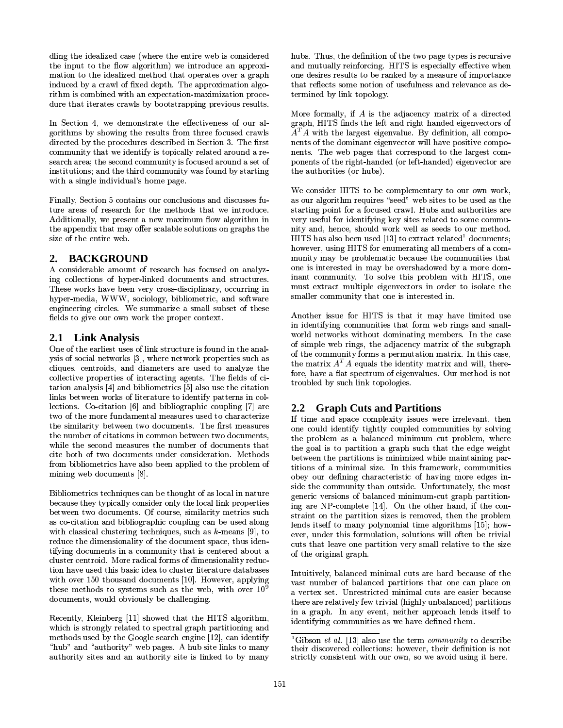dling the idealized case (where the entire web is considered the input to the flow algorithm) we introduce an approximation to the idealized method that operates over a graph induced by a crawl of fixed depth. The approximation algorithm is combined with an expectation-maximization procedure that iterates crawls by bootstrapping previous results.

In Section 4, we demonstrate the effectiveness of our algorithms by showing the results from three focused crawls directed by the procedures described in Section 3. The first community that we identify is topically related around a research area; the second community is focused around a set of institutions; and the third community was found by starting with a single individual's home page.

Finally, Section 5 contains our conclusions and discusses future areas of research for the methods that we introduce. Additionally, we present a new maximum flow algorithm in the appendix that may offer scalable solutions on graphs the size of the entire web.

## 2. BACKGROUND

A considerable amount of research has focused on analyzing collections of hyper-linked documents and structures. These works have been very cross-disciplinary, occurring in hyper-media, WWW, sociology, bibliometric, and software engineering circles. We summarize a small subset of these fields to give our own work the proper context.

### 2.1 Link Analysis

One of the earliest uses of link structure is found in the analysis of social networks [3], where network properties such as cliques, centroids, and diameters are used to analyze the collective properties of interacting agents. The fields of citation analysis [4] and bibliometrics [5] also use the citation links between works of literature to identify patterns in collections. Co-citation [6] and bibliographic coupling [7] are two of the more fundamental measures used to characterize the similarity between two documents. The first measures the number of citations in common between two documents, while the second measures the number of documents that cite both of two documents under consideration. Methods from bibliometrics have also been applied to the problem of mining web documents [8].

Bibliometrics techniques can be thought of as local in nature because they typically consider only the local link properties between two documents. Of course, similarity metrics such as co-citation and bibliographic coupling can be used along with classical clustering techniques, such as $k$-means [9], to reduce the dimensionality of the document space, thus identifying documents in a community that is centered about a cluster centroid. More radical forms of dimensionality reduction have used this basic idea to cluster literature databases with over 150 thousand documents [10]. However, applying these methods to systems such as the web, with over $10^9$ documents, would obviously be challenging.

Recently, Kleinberg [11] showed that the HITS algorithm, which is strongly related to spectral graph partitioning and methods used by the Google search engine [12], can identify "hub" and "authority" web pages. A hub site links to many authority sites and an authority site is linked to by many hubs. Thus, the definition of the two page types is recursive and mutually reinforcing. HITS is especially effective when one desires results to be ranked by a measure of importance that reflects some notion of usefulness and relevance as determined by link topology.

More formally, if $A$ is the adjacency matrix of a directed graph, HITS finds the left and right handed eigenvectors of $A^T A$ with the largest eigenvalue. By definition, all components of the dominant eigenvector will have positive components. The web pages that correspond to the largest components of the right-handed (or left-handed) eigenvector are the authorities (or hubs).

We consider HITS to be complementary to our own work, as our algorithm requires "seed" web sites to be used as the starting point for a focused crawl. Hubs and authorities are very useful for identifying key sites related to some community and, hence, should work well as seeds to our method. HITS has also been used [13] to extract related[1] documents; however, using HITS for enumerating all members of a community may be problematic because the communities that one is interested in may be overshadowed by a more dominant community. To solve this problem with HITS, one must extract multiple eigenvectors in order to isolate the smaller community that one is interested in.

Another issue for HITS is that it may have limited use in identifying communities that form web rings and small-world networks without dominating members. In the case of simple web rings, the adjacency matrix of the subgraph of the community forms a permutation matrix. In this case, the matrix $A^T A$ equals the identity matrix and will, therefore, have a flat spectrum of eigenvalues. Our method is not troubled by such link topologies.

### 2.2 Graph Cuts and Partitions

If time and space complexity issues were irrelevant, then one could identify tightly coupled communities by solving the problem as a balanced minimum cut problem, where the goal is to partition a graph such that the edge weight between the partitions is minimized while maintaining partitions of a minimal size. In this framework, communities obey our defining characteristic of having more edges inside the community than outside. Unfortunately, the most generic versions of balanced minimum-cut graph partitioning are NP-complete [14]. On the other hand, if the constraint on the partition sizes is removed, then the problem lends itself to many polynomial time algorithms [15]; however, under this formulation, solutions will often be trivial cuts that leave one partition very small relative to the size of the original graph.

Intuitively, balanced minimal cuts are hard because of the vast number of balanced partitions that one can place on a vertex set. Unrestricted minimal cuts are easier because there are relatively few trivial (highly unbalanced) partitions in a graph. In any event, neither approach lends itself to identifying communities as we have defined them.

[1] Gibson *et al.* [13] also use the term *community* to describe their discovered collections; however, their definition is not strictly consistent with our own, so we avoid using it here.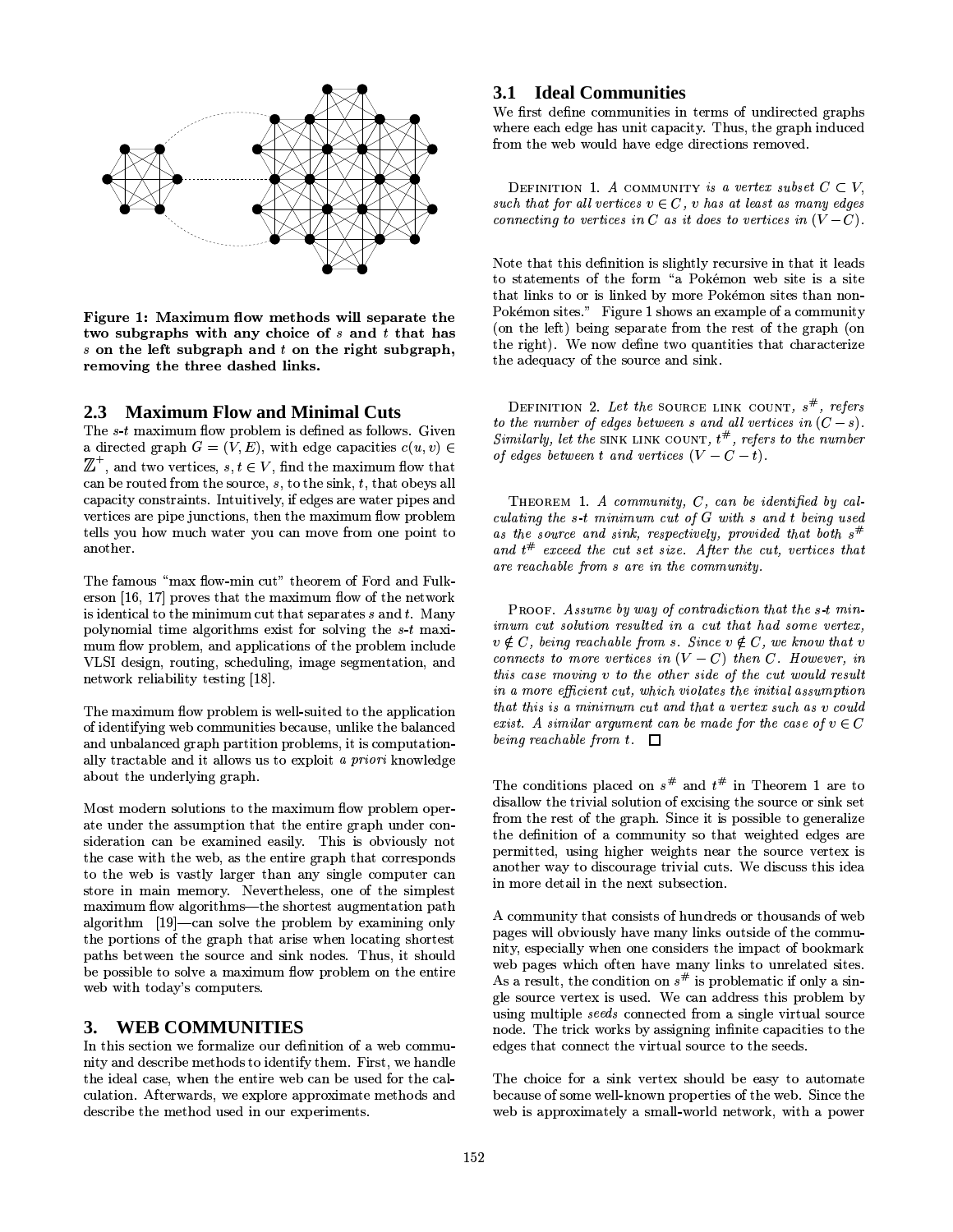Figure 1: Maximum flow methods will separate the two subgraphs with any choice of $s$ and $t$ that has $s$ on the left subgraph and $t$ on the right subgraph, removing the three dashed links.

## 2.3 Maximum Flow and Minimal Cuts

The $s$-$t$ maximum flow problem is defined as follows. Given a directed graph $G = (V, E)$, with edge capacities $c(u, v) \in \mathbb{Z}^+$, and two vertices, $s, t \in V$, find the maximum flow that can be routed from the source, $s$, to the sink, $t$, that obeys all capacity constraints. Intuitively, if edges are water pipes and vertices are pipe junctions, then the maximum flow problem tells you how much water you can move from one point to another.

The famous "max flow-min cut" theorem of Ford and Fulkerson [16, 17] proves that the maximum flow of the network is identical to the minimum cut that separates $s$ and $t$. Many polynomial time algorithms exist for solving the $s$-$t$ maximum flow problem, and applications of the problem include VLSI design, routing, scheduling, image segmentation, and network reliability testing [18].

The maximum flow problem is well-suited to the application of identifying web communities because, unlike the balanced and unbalanced graph partition problems, it is computationally tractable and it allows us to exploit *a priori* knowledge about the underlying graph.

Most modern solutions to the maximum flow problem operate under the assumption that the entire graph under consideration can be examined easily. This is obviously not the case with the web, as the entire graph that corresponds to the web is vastly larger than any single computer can store in main memory. Nevertheless, one of the simplest maximum flow algorithms—the shortest augmentation path algorithm [19]—can solve the problem by examining only the portions of the graph that arise when locating shortest paths between the source and sink nodes. Thus, it should be possible to solve a maximum flow problem on the entire web with today's computers.

# 3. WEB COMMUNITIES

In this section we formalize our definition of a web community and describe methods to identify them. First, we handle the ideal case, when the entire web can be used for the calculation. Afterwards, we explore approximate methods and describe the method used in our experiments.

## 3.1 Ideal Communities

We first define communities in terms of undirected graphs where each edge has unit capacity. Thus, the graph induced from the web would have edge directions removed.

Definition 1. *A* community *is a vertex subset $C \subset V$, such that for all vertices $v \in C$, $v$ has at least as many edges connecting to vertices in $C$ as it does to vertices in $(V - C)$.*

Note that this definition is slightly recursive in that it leads to statements of the form "a Pokémon web site is a site that links to or is linked by more Pokémon sites than non-Pokémon sites." Figure 1 shows an example of a community (on the left) being separate from the rest of the graph (on the right). We now define two quantities that characterize the adequacy of the source and sink.

Definition 2. *Let the* source link count, *$s^\#$, refers to the number of edges between $s$ and all vertices in $(C - s)$. Similarly, let the* sink link count, *$t^\#$, refers to the number of edges between $t$ and vertices $(V - C - t)$.*

Theorem 1. *A community, $C$, can be identified by calculating the $s$-$t$ minimum cut of $G$ with $s$ and $t$ being used as the source and sink, respectively, provided that both $s^\#$ and $t^\#$ exceed the cut set size. After the cut, vertices that are reachable from $s$ are in the community.*

Proof. *Assume by way of contradiction that the $s$-$t$ minimum cut solution resulted in a cut that had some vertex, $v \notin C$, being reachable from $s$. Since $v \notin C$, we know that $v$ connects to more vertices in $(V - C)$ then $C$. However, in this case moving $v$ to the other side of the cut would result in a more efficient cut, which violates the initial assumption that this is a minimum cut and that a vertex such as $v$ could exist. A similar argument can be made for the case of $v \in C$ being reachable from $t$.* □

The conditions placed on $s^\#$ and $t^\#$ in Theorem 1 are to disallow the trivial solution of excising the source or sink set from the rest of the graph. Since it is possible to generalize the definition of a community so that weighted edges are permitted, using higher weights near the source vertex is another way to discourage trivial cuts. We discuss this idea in more detail in the next subsection.

A community that consists of hundreds or thousands of web pages will obviously have many links outside of the community, especially when one considers the impact of bookmark web pages which often have many links to unrelated sites. As a result, the condition on $s^\#$ is problematic if only a single source vertex is used. We can address this problem by using multiple *seeds* connected from a single virtual source node. The trick works by assigning infinite capacities to the edges that connect the virtual source to the seeds.

The choice for a sink vertex should be easy to automate because of some well-known properties of the web. Since the web is approximately a small-world network, with a power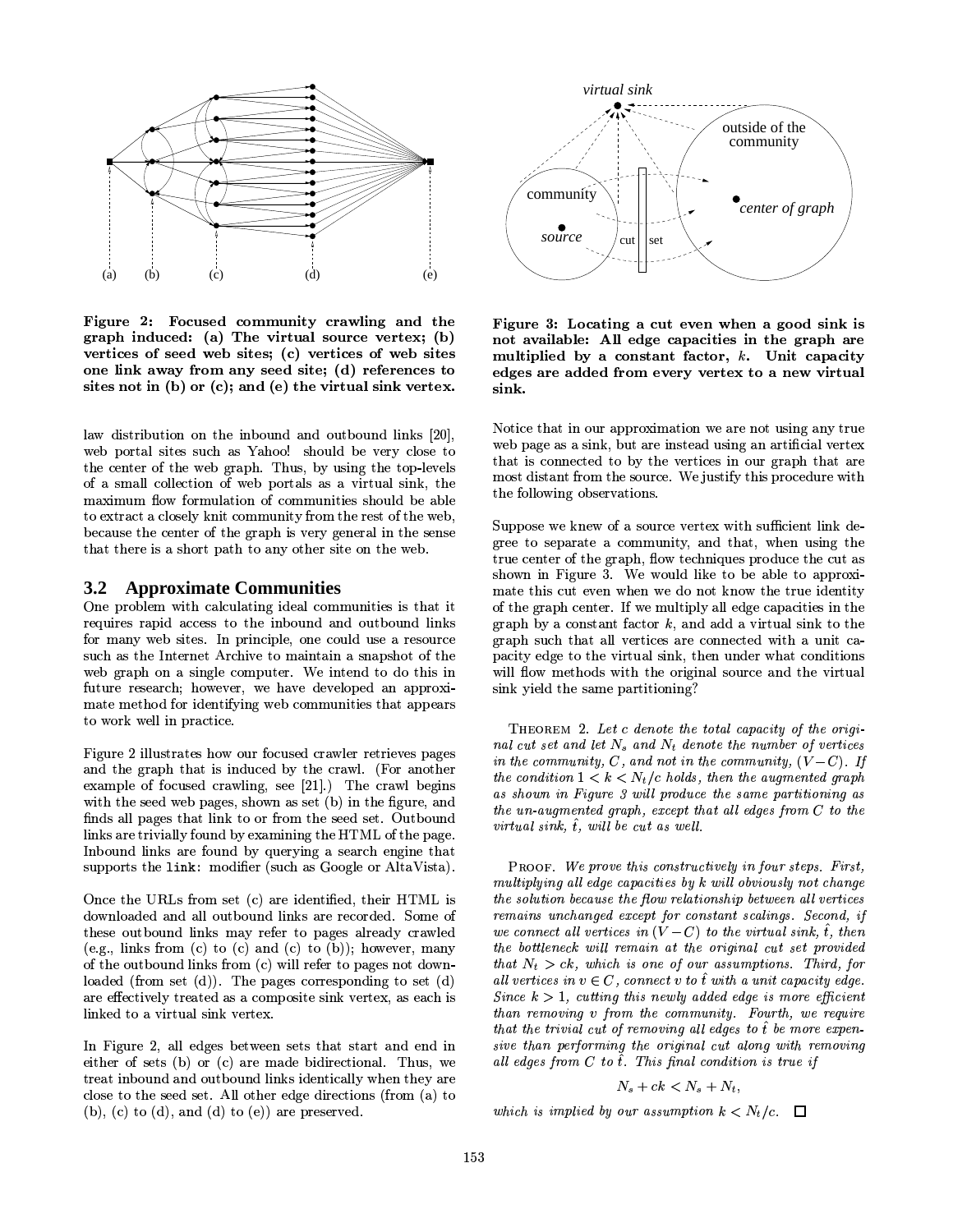**Figure 2: Focused community crawling and the graph induced: (a) The virtual source vertex; (b) vertices of seed web sites; (c) vertices of web sites one link away from any seed site; (d) references to sites not in (b) or (c); and (e) the virtual sink vertex.**

law distribution on the inbound and outbound links [20], web portal sites such as Yahoo! should be very close to the center of the web graph. Thus, by using the top-levels of a small collection of web portals as a virtual sink, the maximum flow formulation of communities should be able to extract a closely knit community from the rest of the web, because the center of the graph is very general in the sense that there is a short path to any other site on the web.

### 3.2 Approximate Communities

One problem with calculating ideal communities is that it requires rapid access to the inbound and outbound links for many web sites. In principle, one could use a resource such as the Internet Archive to maintain a snapshot of the web graph on a single computer. We intend to do this in future research; however, we have developed an approximate method for identifying web communities that appears to work well in practice.

Figure 2 illustrates how our focused crawler retrieves pages and the graph that is induced by the crawl. (For another example of focused crawling, see [21].) The crawl begins with the seed web pages, shown as set (b) in the figure, and finds all pages that link to or from the seed set. Outbound links are trivially found by examining the HTML of the page. Inbound links are found by querying a search engine that supports the `link:` modifier (such as Google or AltaVista).

Once the URLs from set (c) are identified, their HTML is downloaded and all outbound links are recorded. Some of these outbound links may refer to pages already crawled (e.g., links from (c) to (c) and (c) to (b)); however, many of the outbound links from (c) will refer to pages not downloaded (from set (d)). The pages corresponding to set (d) are effectively treated as a composite sink vertex, as each is linked to a virtual sink vertex.

In Figure 2, all edges between sets that start and end in either of sets (b) or (c) are made bidirectional. Thus, we treat inbound and outbound links identically when they are close to the seed set. All other edge directions (from (a) to (b), (c) to (d), and (d) to (e)) are preserved.

**Figure 3: Locating a cut even when a good sink is not available: All edge capacities in the graph are multiplied by a constant factor, $k$. Unit capacity edges are added from every vertex to a new virtual sink.**

Notice that in our approximation we are not using any true web page as a sink, but are instead using an artificial vertex that is connected to by the vertices in our graph that are most distant from the source. We justify this procedure with the following observations.

Suppose we knew of a source vertex with sufficient link degree to separate a community, and that, when using the true center of the graph, flow techniques produce the cut as shown in Figure 3. We would like to be able to approximate this cut even when we do not know the true identity of the graph center. If we multiply all edge capacities in the graph by a constant factor $k$, and add a virtual sink to the graph such that all vertices are connected with a unit capacity edge to the virtual sink, then under what conditions will flow methods with the original source and the virtual sink yield the same partitioning?

THEOREM 2. *Let $c$ denote the total capacity of the original cut set and let $N_s$ and $N_t$ denote the number of vertices in the community, $C$, and not in the community, $(V - C)$. If the condition $1 < k < N_t/c$ holds, then the augmented graph as shown in Figure 3 will produce the same partitioning as the un-augmented graph, except that all edges from $C$ to the virtual sink, $\hat{t}$, will be cut as well.*

PROOF. *We prove this constructively in four steps. First, multiplying all edge capacities by $k$ will obviously not change the solution because the flow relationship between all vertices remains unchanged except for constant scalings. Second, if we connect all vertices in $(V - C)$ to the virtual sink, $\hat{t}$, then the bottleneck will remain at the original cut set provided that $N_t > ck$, which is one of our assumptions. Third, for all vertices in $v \in C$, connect $v$ to $\hat{t}$ with a unit capacity edge. Since $k > 1$, cutting this newly added edge is more efficient than removing $v$ from the community. Fourth, we require that the trivial cut of removing all edges to $\hat{t}$ be more expensive than performing the original cut along with removing all edges from $C$ to $\hat{t}$. This final condition is true if*

$$N_s + ck < N_s + N_t,$$

*which is implied by our assumption $k < N_t/c$.* □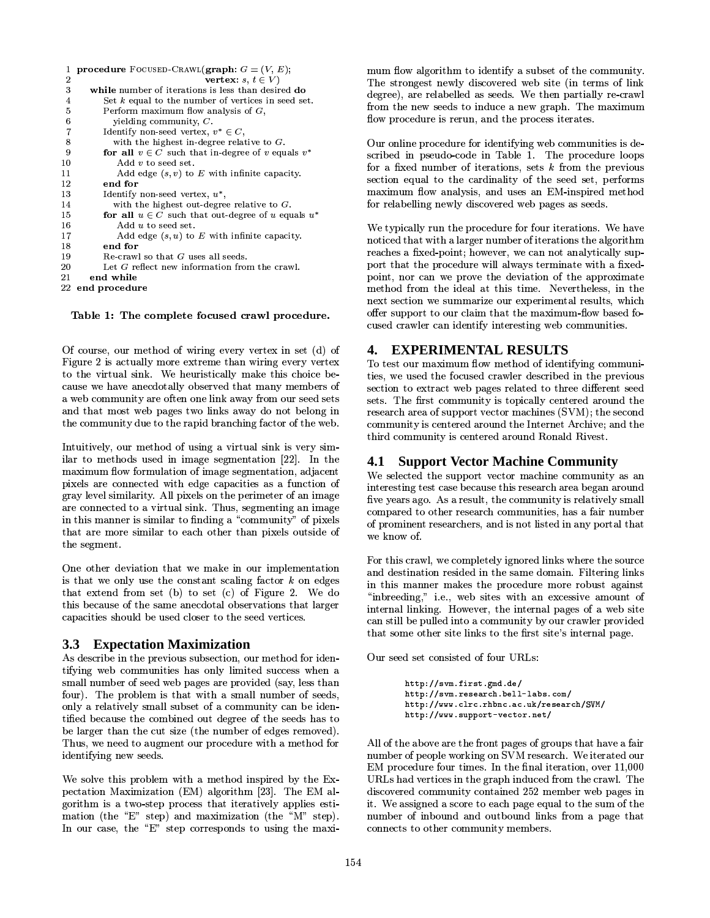```
 1 procedure FOCUSED-CRAWL(graph: G = (V, E);
 2                         vertex: s, t ∈ V)
 3   while number of iterations is less than desired do
 4     Set k equal to the number of vertices in seed set.
 5     Perform maximum flow analysis of G,
 6       yielding community, C.
 7     Identify non-seed vertex, v* ∈ C,
 8       with the highest in-degree relative to G.
 9     for all v ∈ C such that in-degree of v equals v*
10       Add v to seed set.
11       Add edge (s, v) to E with infinite capacity.
12     end for
13     Identify non-seed vertex, u*,
14       with the highest out-degree relative to G.
15     for all u ∈ C such that out-degree of u equals u*
16       Add u to seed set.
17       Add edge (s, u) to E with infinite capacity.
18     end for
19     Re-crawl so that G uses all seeds.
20     Let G reflect new information from the crawl.
21   end while
22 end procedure
```

**Table 1: The complete focused crawl procedure.**

Of course, our method of wiring every vertex in set (d) of Figure 2 is actually more extreme than wiring every vertex to the virtual sink. We heuristically make this choice because we have anecdotally observed that many members of a web community are often one link away from our seed sets and that most web pages two links away do not belong in the community due to the rapid branching factor of the web.

Intuitively, our method of using a virtual sink is very similar to methods used in image segmentation [22]. In the maximum flow formulation of image segmentation, adjacent pixels are connected with edge capacities as a function of gray level similarity. All pixels on the perimeter of an image are connected to a virtual sink. Thus, segmenting an image in this manner is similar to finding a "community" of pixels that are more similar to each other than pixels outside of the segment.

One other deviation that we make in our implementation is that we only use the constant scaling factor $k$ on edges that extend from set (b) to set (c) of Figure 2. We do this because of the same anecdotal observations that larger capacities should be used closer to the seed vertices.

### 3.3 Expectation Maximization

As describe in the previous subsection, our method for identifying web communities has only limited success when a small number of seed web pages are provided (say, less than four). The problem is that with a small number of seeds, only a relatively small subset of a community can be identified because the combined out degree of the seeds has to be larger than the cut size (the number of edges removed). Thus, we need to augment our procedure with a method for identifying new seeds.

We solve this problem with a method inspired by the Expectation Maximization (EM) algorithm [23]. The EM algorithm is a two-step process that iteratively applies estimation (the "E" step) and maximization (the "M" step). In our case, the "E" step corresponds to using the maximum flow algorithm to identify a subset of the community. The strongest newly discovered web site (in terms of link degree), are relabelled as seeds. We then partially re-crawl from the new seeds to induce a new graph. The maximum flow procedure is rerun, and the process iterates.

Our online procedure for identifying web communities is described in pseudo-code in Table 1. The procedure loops for a fixed number of iterations, sets $k$ from the previous section equal to the cardinality of the seed set, performs maximum flow analysis, and uses an EM-inspired method for relabelling newly discovered web pages as seeds.

We typically run the procedure for four iterations. We have noticed that with a larger number of iterations the algorithm reaches a fixed-point; however, we can not analytically support that the procedure will always terminate with a fixed-point, nor can we prove the deviation of the approximate method from the ideal at this time. Nevertheless, in the next section we summarize our experimental results, which offer support to our claim that the maximum-flow based focused crawler can identify interesting web communities.

## 4. EXPERIMENTAL RESULTS

To test our maximum flow method of identifying communities, we used the focused crawler described in the previous section to extract web pages related to three different seed sets. The first community is topically centered around the research area of support vector machines (SVM); the second community is centered around the Internet Archive; and the third community is centered around Ronald Rivest.

### 4.1 Support Vector Machine Community

We selected the support vector machine community as an interesting test case because this research area began around five years ago. As a result, the community is relatively small compared to other research communities, has a fair number of prominent researchers, and is not listed in any portal that we know of.

For this crawl, we completely ignored links where the source and destination resided in the same domain. Filtering links in this manner makes the procedure more robust against "inbreeding," i.e., web sites with an excessive amount of internal linking. However, the internal pages of a web site can still be pulled into a community by our crawler provided that some other site links to the first site's internal page.

Our seed set consisted of four URLs:

```
http://svm.first.gmd.de/
http://svm.research.bell-labs.com/
http://www.clrc.rhbnc.ac.uk/research/SVM/
http://www.support-vector.net/
```

All of the above are the front pages of groups that have a fair number of people working on SVM research. We iterated our EM procedure four times. In the final iteration, over 11,000 URLs had vertices in the graph induced from the crawl. The discovered community contained 252 member web pages in it. We assigned a score to each page equal to the sum of the number of inbound and outbound links from a page that connects to other community members.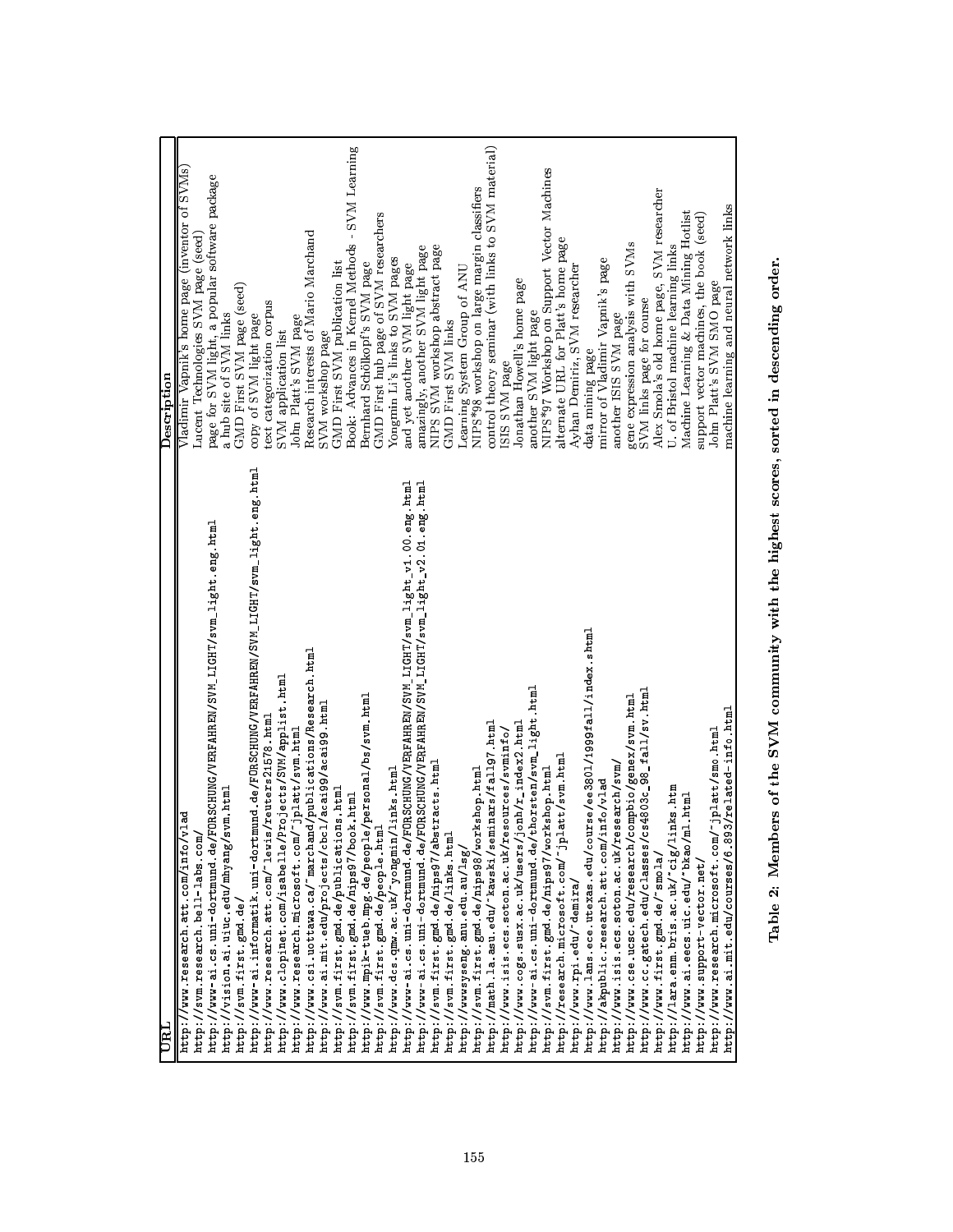| URL | Description |
|---|---|
| http://www.research.att.com/info/vlad | Vladimir Vapnik's home page (inventor of SVMs) |
| http://svm.research.bell-labs.com/ | Lucent Technologies SVM page (seed) |
| http://www-ai.cs.uni-dortmund.de/FORSCHUNG/VERFAHREN/SVM_LIGHT/svm_light.eng.html | page for SVM light, a popular software package |
| http://vision.ai.uiuc.edu/mhyang/svm.html | a hub site of SVM links |
| http://svm.first.gmd.de/ | GMD First SVM page (seed) |
| http://www-ai.informatik.uni-dortmund.de/FORSCHUNG/VERFAHREN/SVM_LIGHT/svm_light.eng.html | copy of SVM light page |
| http://www.research.att.com/~lewis/reuters21578.html | text categorization corpus |
| http://www.clopinet.com/isabelle/Projects/SVM/applist.html | SVM application list |
| http://www.research.microsoft.com/~jplatt/svm.html | John Platt's SVM page |
| http://www.csi.uottawa.ca/~marchand/publications/Research.html | Research interests of Mario Marchand |
| http://www.ai.mit.edu/projects/cbcl/acai99/acai99.html | SVM workshop page |
| http://svm.first.gmd.de/publications.html | GMD First SVM publication list |
| http://svm.first.gmd.de/nips97/book.html | Book: Advances in Kernel Methods - SVM Learning |
| http://www.mpik-tueb.mpg.de/people/personal/bs/svm.html | Bernhard Schölkopf's SVM page |
| http://svm.first.gmd.de/people.html | GMD First hub page of SVM researchers |
| http://www.dcs.qmw.ac.uk/~yongmin/links.html | Yongmin Li's links to SVM pages |
| http://www-ai.cs.uni-dortmund.de/FORSCHUNG/VERFAHREN/SVM_LIGHT/svm_light_v1.00.eng.html | and yet another SVM light page |
| http://www-ai.cs.uni-dortmund.de/FORSCHUNG/VERFAHREN/SVM_LIGHT/svm_light_v2.01.eng.html | amazingly, another SVM light page |
| http://svm.first.gmd.de/nips97/abstracts.html | NIPS SVM workshop abstract page |
| http://svm.first.gmd.de/links.html | GMD First SVM links |
| http://wwwsyseng.anu.edu.au/lsg/ | Learning System Group of ANU |
| http://svm.first.gmd.de/nips98/workshop.html | NIPS*98 workshop on large margin classifiers |
| http://math.la.asu.edu/~kawski/seminars/fall97.html | control theory seminar (with links to SVM material) |
| http://www.isis.ecs.soton.ac.uk/resources/svminfo/ | ISIS SVM page |
| http://www.cogs.susx.ac.uk/users/jonh/r_index2.html | Jonathan Howell's home page |
| http://www-ai.cs.uni-dortmund.de/thorsten/svm_light.html | another SVM light page |
| http://svm.first.gmd.de/nips97/workshop.html | NIPS*97 Workshop on Support Vector Machines |
| http://research.microsoft.com/~jplatt/svm.html | alternate URL for Platt's home page |
| http://www.rpi.edu/~demira/ | Ayhan Demiriz, SVM researcher |
| http://www.lans.ece.utexas.edu/course/ee380l/1999fall/index.shtml | data mining page |
| http://akpublic.research.att.com/info/vlad | mirror of Vladimir Vapnik's page |
| http://www.isis.ecs.soton.ac.uk/research/svm/ | another ISIS SVM page |
| http://www.cse.ucsc.edu/research/compbio/genex/svm.html | gene expression analysis with SVMs |
| http://www.cc.gatech.edu/classes/cs4803c_98_fall/sv.html | SVM links page for course |
| http://www.first.gmd.de/~smola/ | Alex Smola's old home page, SVM researcher |
| http://lara.enm.bris.ac.uk/~cig/links.htm | U. of Bristol machine learning links |
| http://www.ai.eecs.uic.edu/~bkao/ml.html | Machine Learning & Data Mining Hotlist |
| http://www.support-vector.net/ | support vector machines, the book (seed) |
| http://www.research.microsoft.com/~jplatt/smo.html | John Platt's SVM SMO page |
| http://www.ai.mit.edu/courses/6.893/related-info.html | machine learning and neural network links |

**Table 2: Members of the SVM community with the highest scores, sorted in descending order.**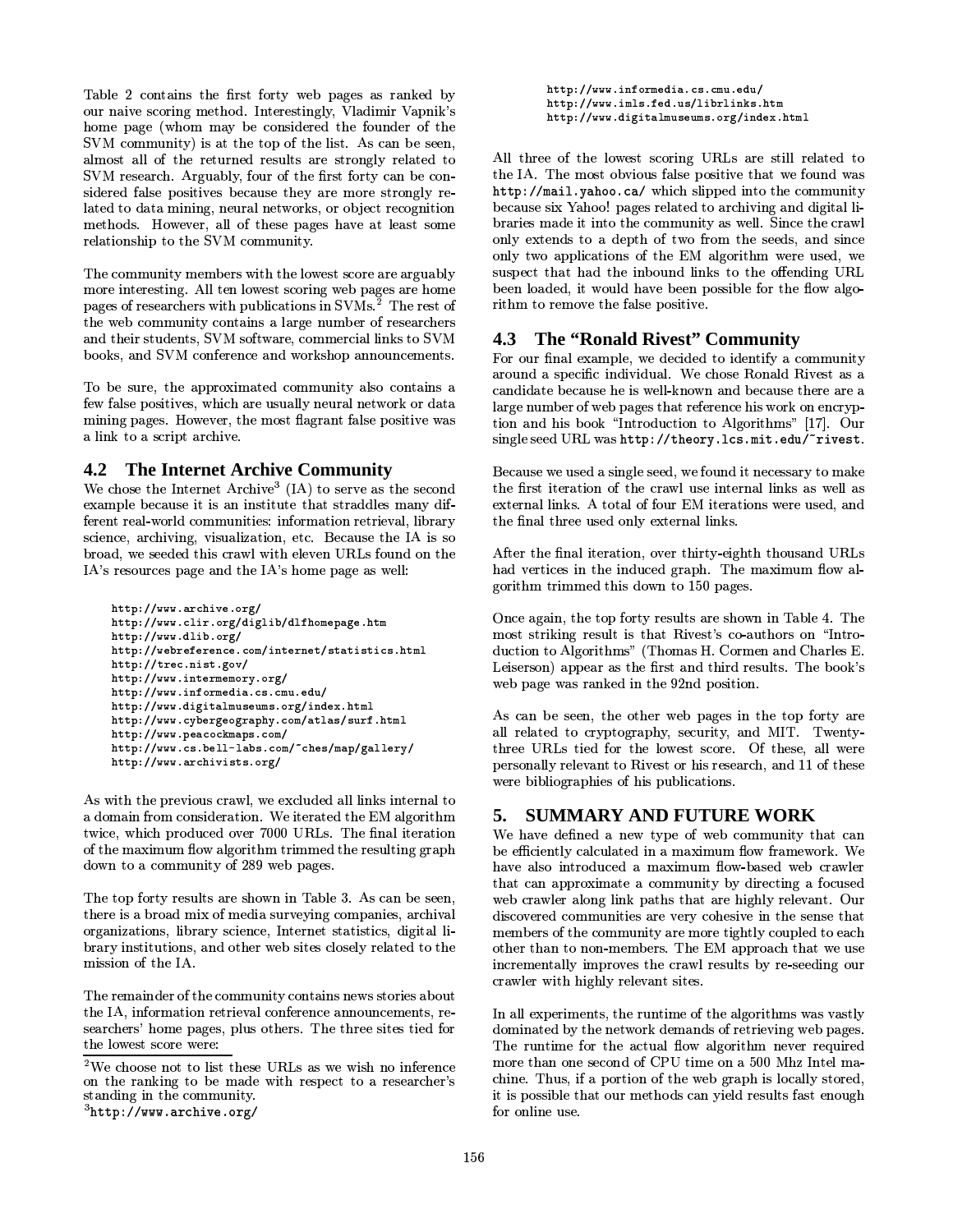Table 2 contains the first forty web pages as ranked by our naive scoring method. Interestingly, Vladimir Vapnik's home page (whom may be considered the founder of the SVM community) is at the top of the list. As can be seen, almost all of the returned results are strongly related to SVM research. Arguably, four of the first forty can be considered false positives because they are more strongly related to data mining, neural networks, or object recognition methods. However, all of these pages have at least some relationship to the SVM community.

The community members with the lowest score are arguably more interesting. All ten lowest scoring web pages are home pages of researchers with publications in SVMs.[2] The rest of the web community contains a large number of researchers and their students, SVM software, commercial links to SVM books, and SVM conference and workshop announcements.

To be sure, the approximated community also contains a few false positives, which are usually neural network or data mining pages. However, the most flagrant false positive was a link to a script archive.

## 4.2 The Internet Archive Community

We chose the Internet Archive[3] (IA) to serve as the second example because it is an institute that straddles many different real-world communities: information retrieval, library science, archiving, visualization, etc. Because the IA is so broad, we seeded this crawl with eleven URLs found on the IA's resources page and the IA's home page as well:

```
http://www.archive.org/
http://www.clir.org/diglib/dlfhomepage.htm
http://www.dlib.org/
http://webreference.com/internet/statistics.html
http://trec.nist.gov/
http://www.intermemory.org/
http://www.informedia.cs.cmu.edu/
http://www.digitalmuseums.org/index.html
http://www.cybergeography.com/atlas/surf.html
http://www.peacockmaps.com/
http://www.cs.bell-labs.com/~ches/map/gallery/
http://www.archivists.org/
```

As with the previous crawl, we excluded all links internal to a domain from consideration. We iterated the EM algorithm twice, which produced over 7000 URLs. The final iteration of the maximum flow algorithm trimmed the resulting graph down to a community of 289 web pages.

The top forty results are shown in Table 3. As can be seen, there is a broad mix of media surveying companies, archival organizations, library science, Internet statistics, digital library institutions, and other web sites closely related to the mission of the IA.

The remainder of the community contains news stories about the IA, information retrieval conference announcements, researchers' home pages, plus others. The three sites tied for the lowest score were:

```
http://www.informedia.cs.cmu.edu/
http://www.imls.fed.us/librlinks.htm
http://www.digitalmuseums.org/index.html
```

All three of the lowest scoring URLs are still related to the IA. The most obvious false positive that we found was `http://mail.yahoo.ca/` which slipped into the community because six Yahoo! pages related to archiving and digital libraries made it into the community as well. Since the crawl only extends to a depth of two from the seeds, and since only two applications of the EM algorithm were used, we suspect that had the inbound links to the offending URL been loaded, it would have been possible for the flow algorithm to remove the false positive.

## 4.3 The "Ronald Rivest" Community

For our final example, we decided to identify a community around a specific individual. We chose Ronald Rivest as a candidate because he is well-known and because there are a large number of web pages that reference his work on encryption and his book "Introduction to Algorithms" [17]. Our single seed URL was `http://theory.lcs.mit.edu/~rivest`.

Because we used a single seed, we found it necessary to make the first iteration of the crawl use internal links as well as external links. A total of four EM iterations were used, and the final three used only external links.

After the final iteration, over thirty-eighth thousand URLs had vertices in the induced graph. The maximum flow algorithm trimmed this down to 150 pages.

Once again, the top forty results are shown in Table 4. The most striking result is that Rivest's co-authors on "Introduction to Algorithms" (Thomas H. Cormen and Charles E. Leiserson) appear as the first and third results. The book's web page was ranked in the 92nd position.

As can be seen, the other web pages in the top forty are all related to cryptography, security, and MIT. Twenty-three URLs tied for the lowest score. Of these, all were personally relevant to Rivest or his research, and 11 of these were bibliographies of his publications.

# 5. SUMMARY AND FUTURE WORK

We have defined a new type of web community that can be efficiently calculated in a maximum flow framework. We have also introduced a maximum flow-based web crawler that can approximate a community by directing a focused web crawler along link paths that are highly relevant. Our discovered communities are very cohesive in the sense that members of the community are more tightly coupled to each other than to non-members. The EM approach that we use incrementally improves the crawl results by re-seeding our crawler with highly relevant sites.

In all experiments, the runtime of the algorithms was vastly dominated by the network demands of retrieving web pages. The runtime for the actual flow algorithm never required more than one second of CPU time on a 500 Mhz Intel machine. Thus, if a portion of the web graph is locally stored, it is possible that our methods can yield results fast enough for online use.

[2] We choose not to list these URLs as we wish no inference on the ranking to be made with respect to a researcher's standing in the community.

[3] `http://www.archive.org/`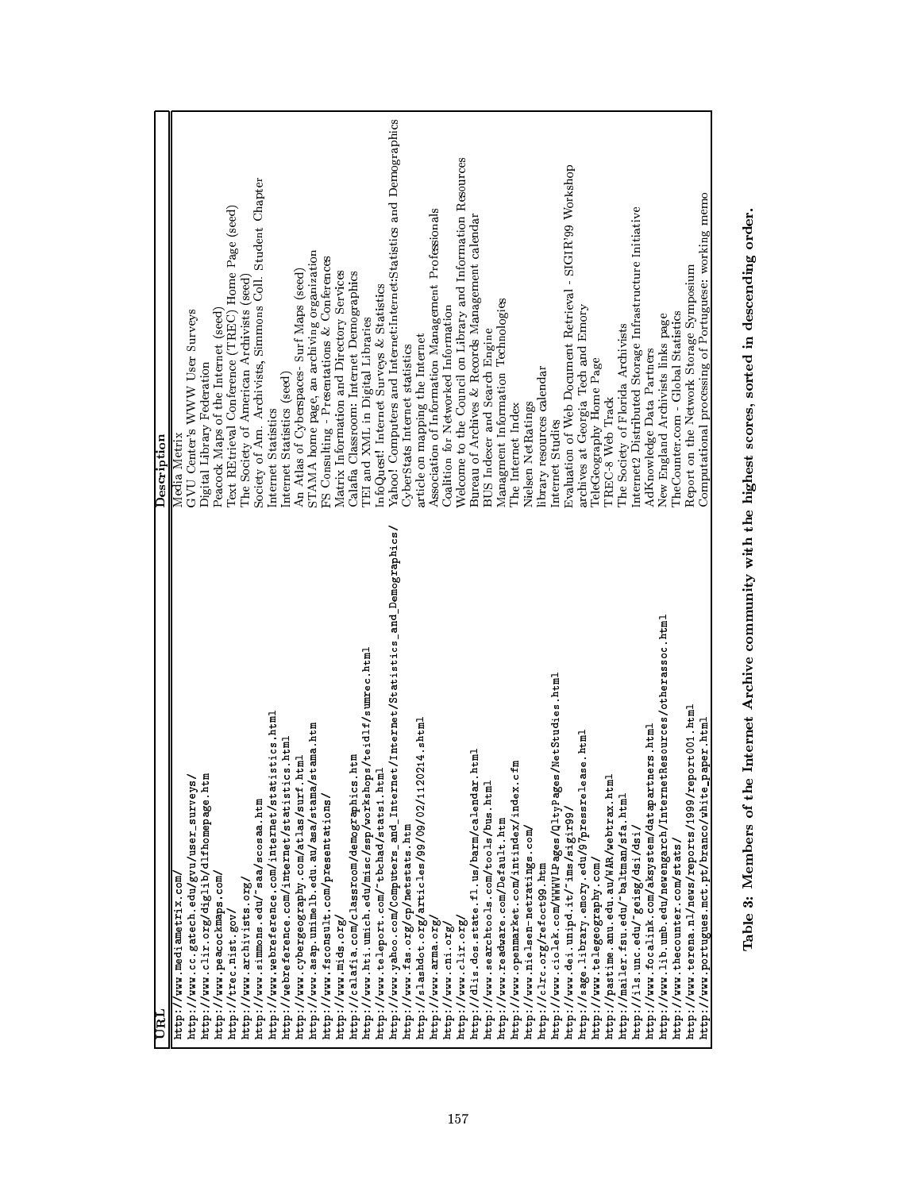| URL | Description |
|---|---|
| http://www.mediametrix.com/ | Media Metrix |
| http://www.cc.gatech.edu/gvu/user_surveys/ | GVU Center's WWW User Surveys |
| http://www.clir.org/diglib/dlfhomepage.htm | Digital Library Federation |
| http://www.peacockmaps.com/ | Peacock Maps of the Internet (seed) |
| http://trec.nist.gov/ | Text REtrieval Conference (TREC) Home Page (seed) |
| http://www.archivists.org/ | The Society of American Archivists (seed) |
| http://www.simmons.edu/~saa/scosaa.htm | Society of Am. Archivists, Simmons Coll. Student Chapter |
| http://www.webreference.com/internet/statistics.html | Internet Statistics |
| http://webreference.com/internet/statistics.html | Internet Statistics (seed) |
| http://www.cybergeography.com/atlas/surf.html | An Atlas of Cyberspaces- Surf Maps (seed) |
| http://www.asap.unimelb.edu.au/asa/stama/stama.htm | STAMA home page, an archiving organization |
| http://www.fsconsult.com/presentations/ | FS Consulting - Presentations & Conferences |
| http://www.mids.org/ | Matrix Information and Directory Services |
| http://calafia.com/classroom/demographics.htm | Calafia Classroom: Internet Demographics |
| http://www.hti.umich.edu/misc/ssp/workshops/teidlf/sumrec.html | TEI and XML in Digital Libraries |
| http://www.teleport.com/~tbchad/stats1.html | InfoQuest! Internet Surveys & Statistics |
| http://www.yahoo.com/Computers_and_Internet/Internet/Statistics_and_Demographics/ | Yahoo! Computers and Internet:Internet:Statistics and Demographics |
| http://www.fas.org/cp/netstats.htm | CyberStats Internet statistics |
| http://slashdot.org/articles/99/09/02/1120214.shtml | article on mapping the Internet |
| http://www.arma.org/ | Association of Information Management Professionals |
| http://www.cni.org/ | Coalition for Networked Information |
| http://www.clir.org/ | Welcome to the Council on Library and Information Resources |
| http://dlis.dos.state.fl.us/barm/calendar.html | Bureau of Archives & Records Management calendar |
| http://www.searchtools.com/tools/bus.html | BUS Indexer and Search Engine |
| http://www.readware.com/Default.htm | Managment Information Technologies |
| http://www.openmarket.com/intindex/index.cfm | The Internet Index |
| http://www.nielsen-netratings.com/ | Nielsen NetRatings |
| http://clrc.org/refoct99.htm | library resources calendar |
| http://www.ciolek.com/WWWVLPages/QltyPages/NetStudies.html | Internet Studies |
| http://www.dei.unipd.it/~ims/sigir99/ | Evaluation of Web Document Retrieval - SIGIR'99 Workshop |
| http://sage.library.emory.edu/97pressrelease.html | archives at Georgia Tech and Emory |
| http://www.telegeography.com/ | TeleGeography Home Page |
| http://pastime.anu.edu.au/WAR/webtrax.html | TREC-8 Web Track |
| http://mailer.fsu.edu/~baltman/sfa.html | The Society of Florida Archivists |
| http://ils.unc.edu/~geisg/dsi/dsi/ | Internet2 Distributed Storage Infrastructure Initiative |
| http://www.focalink.com/aksystem/datapartners.html | AdKnowledge Data Partners |
| http://www.lib.umb.edu/newengarch/InternetResources/otherassoc.html | New England Archivists links page |
| http://www.thecounter.com/stats/ | TheCounter.com - Global Statistics |
| http://www.terena.nl/news/reports/1999/report001.html | Report on the Network Storage Symposium |
| http://www.portugues.mct.pt/branco/white_paper.html | Computational processing of Portuguese: working memo |

**Table 3: Members of the Internet Archive community with the highest scores, sorted in descending order.**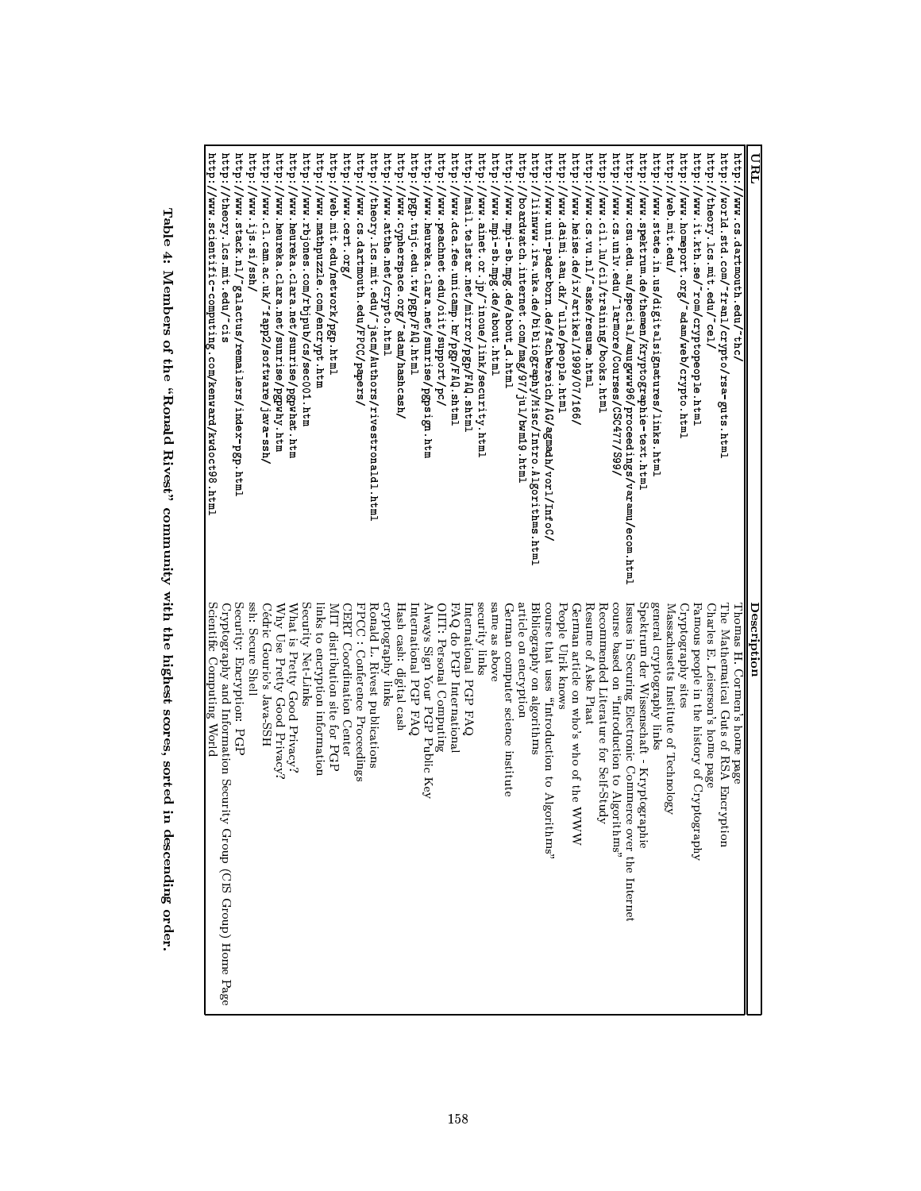| URL | Description |
|---|---|
| http://www.cs.dartmouth.edu/~thc/ | Thomas H. Cormen's home page |
| http://world.std.com/~franl/crypto/rsa-guts.html | The Mathematical Guts of RSA Encryption |
| http://theory.lcs.mit.edu/~cel/ | Charles E. Leiserson's home page |
| http://www.it.kth.se/~rom/cryptopeople.html | Famous people in the history of Cryptography |
| http://www.homeport.org/~adam/web/crypto.html | Cryptography sites |
| http://web.mit.edu/ | Massachusetts Institute of Technology |
| http://www.state.in.us/digitalsignatures/links.html | general cryptography links |
| http://www.spektrum.de/themen/Kryptographie-text.html | Spektrum der Wissenschaft - Kryptographie |
| http://www.csu.edu.au/special/auugwww96/proceedings/varamu/ecom.html | Issues in Securing Electronic Commerce over the Internet |
| http://www.cs.unlv.edu/~larmore/Courses/CSC477/S99/ | course based on "Introduction to Algorithms" |
| http://www.cl.lu/cl/training/books.html | Recommended Literature for Self-Study |
| http://www.cs.vu.nl/~aske/resume.html | Resume of Aske Plaat |
| http://www.heise.de/ix/artikel/1999/07/166/ | German article on who's who of the WWW |
| http://www.daimi.aau.dk/~ulle/people.html | People Ulrik knows |
| http://www.uni-paderborn.de/fachbereich/AG/agmadh/vorl/InfoC/ | course that uses "Introduction to Algorithms" |
| http://liinwww.ira.uka.de/bibliography/Misc/Intro.Algorithms.html | Bibliography on algorithms |
| http://boardwatch.internet.com/mag/97/jul/bwm19.html | article on encryption |
| http://www.mpi-sb.mpg.de/about_d.html | German computer science institute |
| http://www.mpi-sb.mpg.de/about.html | same as above |
| http://www.ainet.or.jp/~inoue/link/security.html | security links |
| http://mail.telstar.net/mirror/pgp/FAQ.shtml | International PGP FAQ |
| http://www.dca.fee.unicamp.br/pgp/FAQ.shtml | FAQ do PGP International |
| http://www.peachnet.edu/oiit/support/pc/ | OIIT: Personal Computing |
| http://www.heureka.clara.net/sunrise/pgpsign.htm | Always Sign Your PGP Public Key |
| http://pgp.tnjc.edu.tw/pgp/FAQ.html | International PGP FAQ |
| http://www.cypherspace.org/~adam/hashcash/ | Hash cash: digital cash |
| http://www.athe.net/crypto.html | cryptography links |
| http://theory.lcs.mit.edu/~jacm/Authors/rivestronaldl.html | Ronald L. Rivest publications |
| http://www.cs.dartmouth.edu/FPCC/papers/ | FPCC : Conference Proceedings |
| http://www.cert.org/ | CERT Coordination Center |
| http://web.mit.edu/network/pgp.html | MIT distribution site for PGP |
| http://www.mathpuzzle.com/encrypt.htm | links to encryption information |
| http://www.rbjones.com/rbjpub/cs/sec001.htm | Security Net-Links |
| http://www.heureka.clara.net/sunrise/pgpwhat.htm | What is Pretty Good Privacy? |
| http://www.heureka.clara.net/sunrise/pgpwhy.htm | Why Use Pretty Good Privacy? |
| http://www.cl.cam.ac.uk/~fapp2/software/java-ssh/ | Cédric Gourio's Java-SSH |
| http://www.ijs.si/ssh/ | ssh: Secure Shell |
| http://www.stack.nl/~galactus/remailers/index-pgp.html | Security: Encryption: PGP |
| http://theory.lcs.mit.edu/~cis | Cryptography and Information Security Group (CIS Group) Home Page |
| http://www.scientific-computing.com/kenward/kwdoct98.html | Scientific Computing World |

**Table 4: Members of the "Ronald Rivest" community with the highest scores, sorted in descending order.**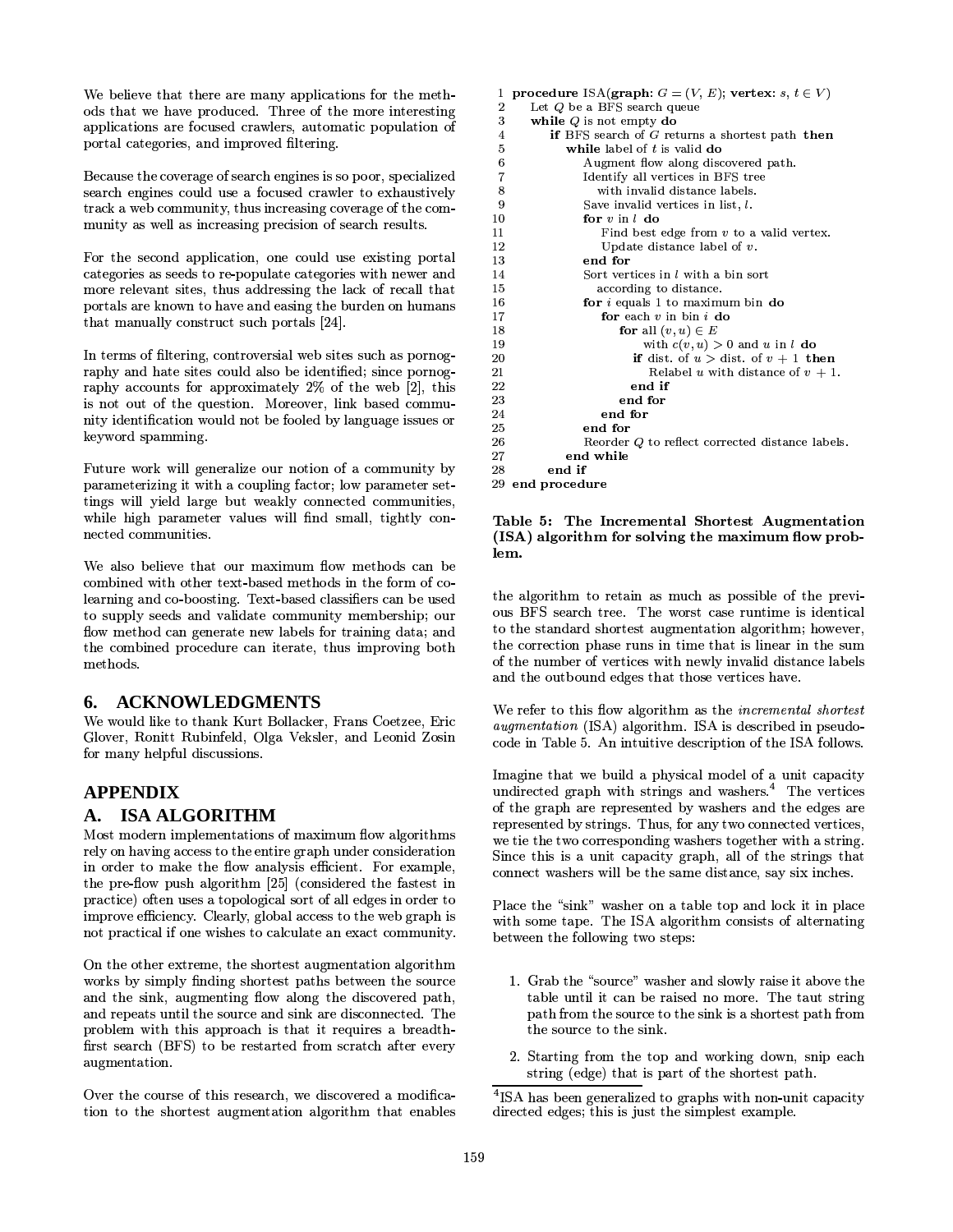We believe that there are many applications for the methods that we have produced. Three of the more interesting applications are focused crawlers, automatic population of portal categories, and improved filtering.

Because the coverage of search engines is so poor, specialized search engines could use a focused crawler to exhaustively track a web community, thus increasing coverage of the community as well as increasing precision of search results.

For the second application, one could use existing portal categories as seeds to re-populate categories with newer and more relevant sites, thus addressing the lack of recall that portals are known to have and easing the burden on humans that manually construct such portals [24].

In terms of filtering, controversial web sites such as pornography and hate sites could also be identified; since pornography accounts for approximately 2% of the web [2], this is not out of the question. Moreover, link based community identification would not be fooled by language issues or keyword spamming.

Future work will generalize our notion of a community by parameterizing it with a coupling factor; low parameter settings will yield large but weakly connected communities, while high parameter values will find small, tightly connected communities.

We also believe that our maximum flow methods can be combined with other text-based methods in the form of co-learning and co-boosting. Text-based classifiers can be used to supply seeds and validate community membership; our flow method can generate new labels for training data; and the combined procedure can iterate, thus improving both methods.

## 6. ACKNOWLEDGMENTS

We would like to thank Kurt Bollacker, Frans Coetzee, Eric Glover, Ronitt Rubinfeld, Olga Veksler, and Leonid Zosin for many helpful discussions.

## APPENDIX

## A. ISA ALGORITHM

Most modern implementations of maximum flow algorithms rely on having access to the entire graph under consideration in order to make the flow analysis efficient. For example, the pre-flow push algorithm [25] (considered the fastest in practice) often uses a topological sort of all edges in order to improve efficiency. Clearly, global access to the web graph is not practical if one wishes to calculate an exact community.

On the other extreme, the shortest augmentation algorithm works by simply finding shortest paths between the source and the sink, augmenting flow along the discovered path, and repeats until the source and sink are disconnected. The problem with this approach is that it requires a breadth-first search (BFS) to be restarted from scratch after every augmentation.

Over the course of this research, we discovered a modification to the shortest augmentation algorithm that enables the algorithm to retain as much as possible of the previous BFS search tree. The worst case runtime is identical to the standard shortest augmentation algorithm; however, the correction phase runs in time that is linear in the sum of the number of vertices with newly invalid distance labels and the outbound edges that those vertices have.

```
 1 procedure ISA(graph: G = (V, E); vertex: s, t ∈ V)
 2    Let Q be a BFS search queue
 3    while Q is not empty do
 4       if BFS search of G returns a shortest path then
 5          while label of t is valid do
 6             Augment flow along discovered path.
 7             Identify all vertices in BFS tree
 8                with invalid distance labels.
 9             Save invalid vertices in list, l.
10             for v in l do
11                Find best edge from v to a valid vertex.
12                Update distance label of v.
13             end for
14             Sort vertices in l with a bin sort
15                according to distance.
16             for i equals 1 to maximum bin do
17                for each v in bin i do
18                   for all (v, u) ∈ E
19                      with c(v, u) > 0 and u in l do
20                      if dist. of u > dist. of v + 1 then
21                         Relabel u with distance of v + 1.
22                      end if
23                   end for
24                end for
25             end for
26             Reorder Q to reflect corrected distance labels.
27          end while
28       end if
29 end procedure
```

**Table 5: The Incremental Shortest Augmentation (ISA) algorithm for solving the maximum flow problem.**

We refer to this flow algorithm as the *incremental shortest augmentation* (ISA) algorithm. ISA is described in pseudo-code in Table 5. An intuitive description of the ISA follows.

Imagine that we build a physical model of a unit capacity undirected graph with strings and washers.[4] The vertices of the graph are represented by washers and the edges are represented by strings. Thus, for any two connected vertices, we tie the two corresponding washers together with a string. Since this is a unit capacity graph, all of the strings that connect washers will be the same distance, say six inches.

Place the "sink" washer on a table top and lock it in place with some tape. The ISA algorithm consists of alternating between the following two steps:

1. Grab the "source" washer and slowly raise it above the table until it can be raised no more. The taut string path from the source to the sink is a shortest path from the source to the sink.

2. Starting from the top and working down, snip each string (edge) that is part of the shortest path.

[4] ISA has been generalized to graphs with non-unit capacity directed edges; this is just the simplest example.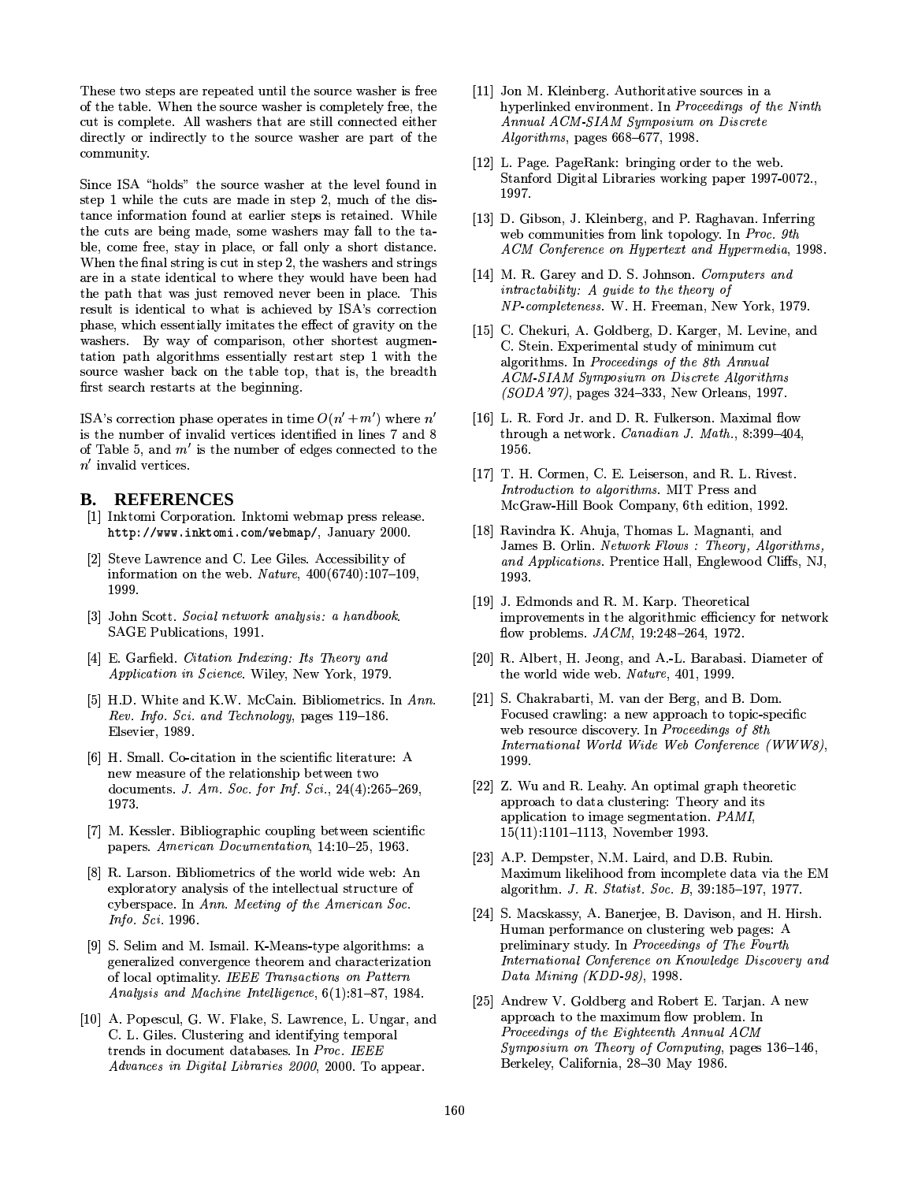These two steps are repeated until the source washer is free of the table. When the source washer is completely free, the cut is complete. All washers that are still connected either directly or indirectly to the source washer are part of the community.

Since ISA "holds" the source washer at the level found in step 1 while the cuts are made in step 2, much of the distance information found at earlier steps is retained. While the cuts are being made, some washers may fall to the table, come free, stay in place, or fall only a short distance. When the final string is cut in step 2, the washers and strings are in a state identical to where they would have been had the path that was just removed never been in place. This result is identical to what is achieved by ISA's correction phase, which essentially imitates the effect of gravity on the washers. By way of comparison, other shortest augmentation path algorithms essentially restart step 1 with the source washer back on the table top, that is, the breadth first search restarts at the beginning.

ISA's correction phase operates in time $O(n' + m')$ where $n'$ is the number of invalid vertices identified in lines 7 and 8 of Table 5, and $m'$ is the number of edges connected to the $n'$ invalid vertices.

## B. REFERENCES

[1] Inktomi Corporation. Inktomi webmap press release. `http://www.inktomi.com/webmap/`, January 2000.

[2] Steve Lawrence and C. Lee Giles. Accessibility of information on the web. *Nature*, 400(6740):107–109, 1999.

[3] John Scott. *Social network analysis: a handbook*. SAGE Publications, 1991.

[4] E. Garfield. *Citation Indexing: Its Theory and Application in Science*. Wiley, New York, 1979.

[5] H.D. White and K.W. McCain. Bibliometrics. In *Ann. Rev. Info. Sci. and Technology*, pages 119–186. Elsevier, 1989.

[6] H. Small. Co-citation in the scientific literature: A new measure of the relationship between two documents. *J. Am. Soc. for Inf. Sci.*, 24(4):265–269, 1973.

[7] M. Kessler. Bibliographic coupling between scientific papers. *American Documentation*, 14:10–25, 1963.

[8] R. Larson. Bibliometrics of the world wide web: An exploratory analysis of the intellectual structure of cyberspace. In *Ann. Meeting of the American Soc. Info. Sci.* 1996.

[9] S. Selim and M. Ismail. K-Means-type algorithms: a generalized convergence theorem and characterization of local optimality. *IEEE Transactions on Pattern Analysis and Machine Intelligence*, 6(1):81–87, 1984.

[10] A. Popescul, G. W. Flake, S. Lawrence, L. Ungar, and C. L. Giles. Clustering and identifying temporal trends in document databases. In *Proc. IEEE Advances in Digital Libraries 2000*, 2000. To appear.

[11] Jon M. Kleinberg. Authoritative sources in a hyperlinked environment. In *Proceedings of the Ninth Annual ACM-SIAM Symposium on Discrete Algorithms*, pages 668–677, 1998.

[12] L. Page. PageRank: bringing order to the web. Stanford Digital Libraries working paper 1997-0072., 1997.

[13] D. Gibson, J. Kleinberg, and P. Raghavan. Inferring web communities from link topology. In *Proc. 9th ACM Conference on Hypertext and Hypermedia*, 1998.

[14] M. R. Garey and D. S. Johnson. *Computers and intractability: A guide to the theory of NP-completeness*. W. H. Freeman, New York, 1979.

[15] C. Chekuri, A. Goldberg, D. Karger, M. Levine, and C. Stein. Experimental study of minimum cut algorithms. In *Proceedings of the 8th Annual ACM-SIAM Symposium on Discrete Algorithms (SODA'97)*, pages 324–333, New Orleans, 1997.

[16] L. R. Ford Jr. and D. R. Fulkerson. Maximal flow through a network. *Canadian J. Math.*, 8:399–404, 1956.

[17] T. H. Cormen, C. E. Leiserson, and R. L. Rivest. *Introduction to algorithms*. MIT Press and McGraw-Hill Book Company, 6th edition, 1992.

[18] Ravindra K. Ahuja, Thomas L. Magnanti, and James B. Orlin. *Network Flows : Theory, Algorithms, and Applications*. Prentice Hall, Englewood Cliffs, NJ, 1993.

[19] J. Edmonds and R. M. Karp. Theoretical improvements in the algorithmic efficiency for network flow problems. *JACM*, 19:248–264, 1972.

[20] R. Albert, H. Jeong, and A.-L. Barabasi. Diameter of the world wide web. *Nature*, 401, 1999.

[21] S. Chakrabarti, M. van der Berg, and B. Dom. Focused crawling: a new approach to topic-specific web resource discovery. In *Proceedings of 8th International World Wide Web Conference (WWW8)*, 1999.

[22] Z. Wu and R. Leahy. An optimal graph theoretic approach to data clustering: Theory and its application to image segmentation. *PAMI*, 15(11):1101–1113, November 1993.

[23] A.P. Dempster, N.M. Laird, and D.B. Rubin. Maximum likelihood from incomplete data via the EM algorithm. *J. R. Statist. Soc. B*, 39:185–197, 1977.

[24] S. Macskassy, A. Banerjee, B. Davison, and H. Hirsh. Human performance on clustering web pages: A preliminary study. In *Proceedings of The Fourth International Conference on Knowledge Discovery and Data Mining (KDD-98)*, 1998.

[25] Andrew V. Goldberg and Robert E. Tarjan. A new approach to the maximum flow problem. In *Proceedings of the Eighteenth Annual ACM Symposium on Theory of Computing*, pages 136–146, Berkeley, California, 28–30 May 1986.